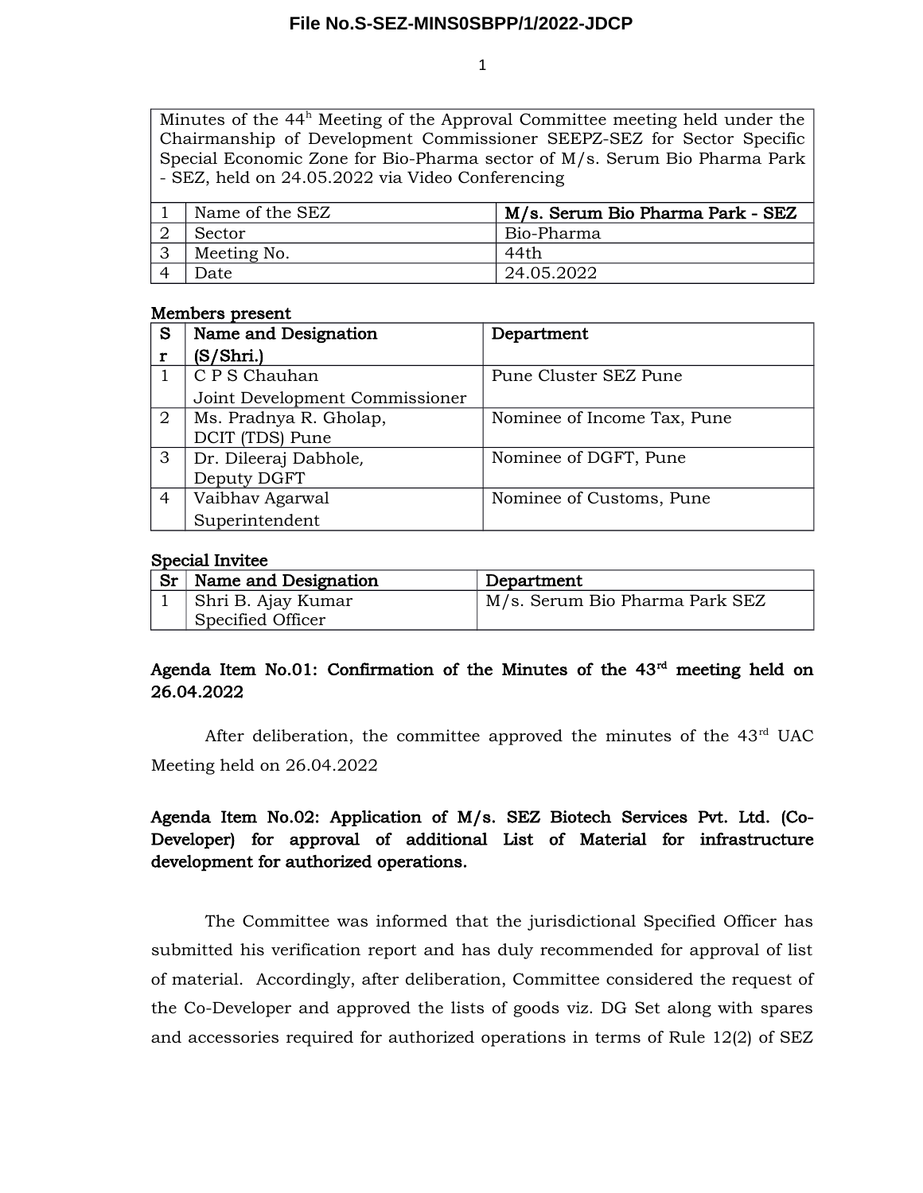File No.S-SEZ-MINS0SBPP/1/2022-JDCP

| Minutes of the 44h Meeting of the Approval Committee meeting held under the Chairmanship of Development Commissioner SEEPZ-SEZ for Sector Specific Special Economic Zone for Bio-Pharma sector of M/s. Serum Bio Pharma Park - SEZ, held on 24.05.2022 via Video Conferencing | | |
|---|---|---|
| 1 | Name of the SEZ | **M/s. Serum Bio Pharma Park - SEZ** |
| 2 | Sector | Bio-Pharma |
| 3 | Meeting No. | 44th |
| 4 | Date | 24.05.2022 |

**Members present**

| Sr | Name and Designation (S/Shri.) | Department |
|---|---|---|
| 1 | C P S Chauhan<br>Joint Development Commissioner | Pune Cluster SEZ Pune |
| 2 | Ms. Pradnya R. Gholap,<br>DCIT (TDS) Pune | Nominee of Income Tax, Pune |
| 3 | Dr. Dileeraj Dabhole,<br>Deputy DGFT | Nominee of DGFT, Pune |
| 4 | Vaibhav Agarwal<br>Superintendent | Nominee of Customs, Pune |

**Special Invitee**

| Sr | Name and Designation | Department |
|---|---|---|
| 1 | Shri B. Ajay Kumar<br>Specified Officer | M/s. Serum Bio Pharma Park SEZ |

**Agenda Item No.01: Confirmation of the Minutes of the 43rd meeting held on 26.04.2022**

After deliberation, the committee approved the minutes of the 43rd UAC Meeting held on 26.04.2022

**Agenda Item No.02: Application of M/s. SEZ Biotech Services Pvt. Ltd. (Co-Developer) for approval of additional List of Material for infrastructure development for authorized operations.**

The Committee was informed that the jurisdictional Specified Officer has submitted his verification report and has duly recommended for approval of list of material. Accordingly, after deliberation, Committee considered the request of the Co-Developer and approved the lists of goods viz. DG Set along with spares and accessories required for authorized operations in terms of Rule 12(2) of SEZ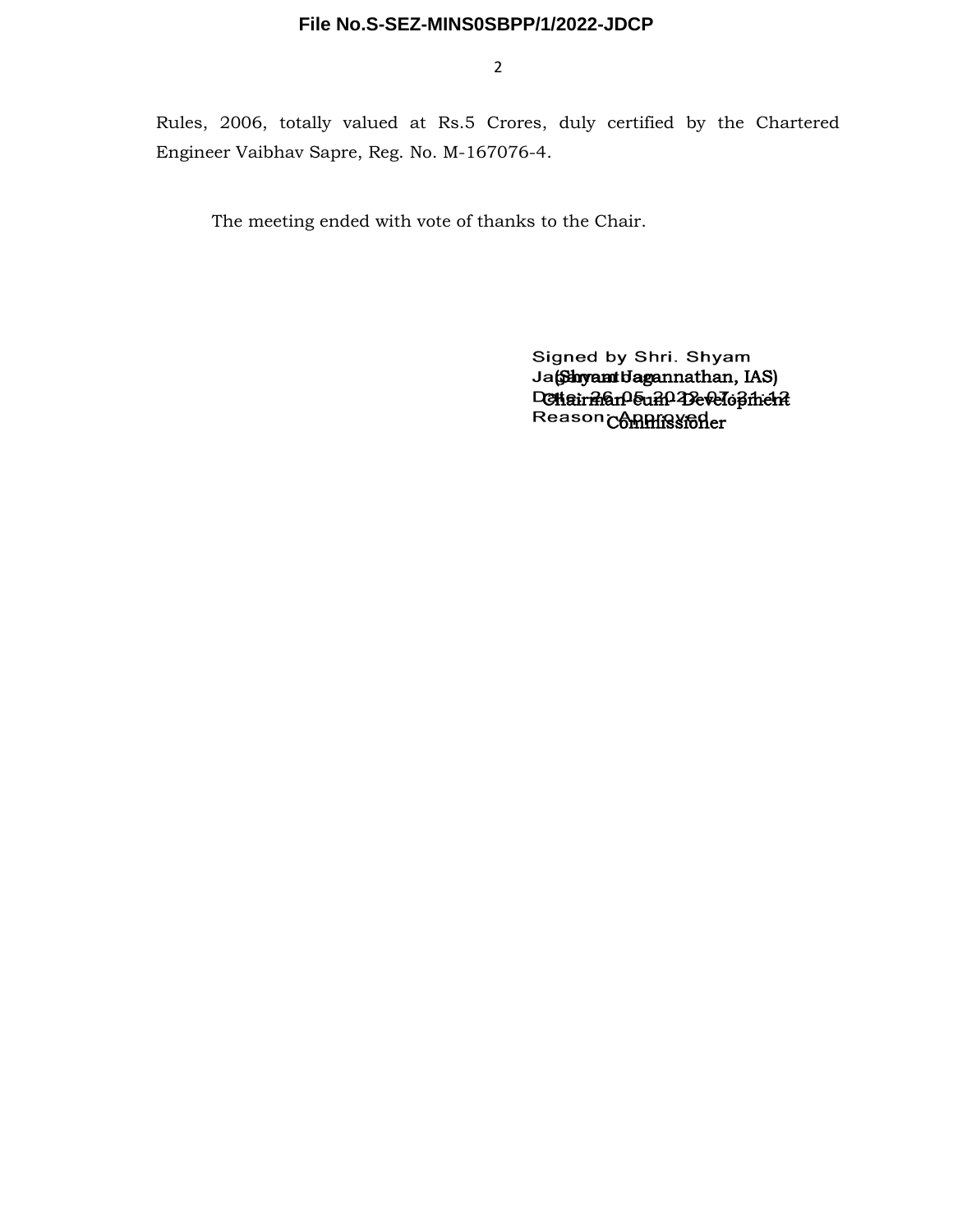Rules, 2006, totally valued at Rs.5 Crores, duly certified by the Chartered Engineer Vaibhav Sapre, Reg. No. M-167076-4.

The meeting ended with vote of thanks to the Chair.

Signed by Shri. Shyam Jagannathan
Date: 26-05-2022 07:21:12
Reason: Approved

(Shyam Jagannathan, IAS)
Chairman-cum-Development Commissioner